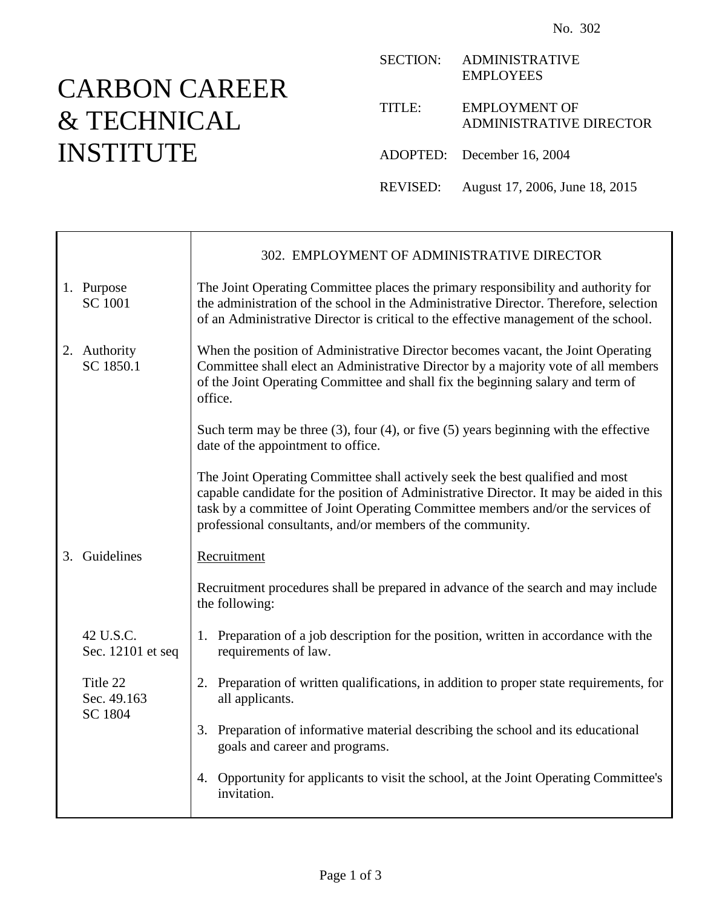No. 302

# CARBON CAREER & TECHNICAL INSTITUTE

SECTION: ADMINISTRATIVE EMPLOYEES

TITLE: EMPLOYMENT OF ADMINISTRATIVE DIRECTOR

ADOPTED: December 16, 2004

REVISED: August 17, 2006, June 18, 2015

## 302. EMPLOYMENT OF ADMINISTRATIVE DIRECTOR

**1. Purpose**
SC 1001

The Joint Operating Committee places the primary responsibility and authority for the administration of the school in the Administrative Director. Therefore, selection of an Administrative Director is critical to the effective management of the school.

**2. Authority**
SC 1850.1

When the position of Administrative Director becomes vacant, the Joint Operating Committee shall elect an Administrative Director by a majority vote of all members of the Joint Operating Committee and shall fix the beginning salary and term of office.

Such term may be three (3), four (4), or five (5) years beginning with the effective date of the appointment to office.

The Joint Operating Committee shall actively seek the best qualified and most capable candidate for the position of Administrative Director. It may be aided in this task by a committee of Joint Operating Committee members and/or the services of professional consultants, and/or members of the community.

**3. Guidelines**

Recruitment

Recruitment procedures shall be prepared in advance of the search and may include the following:

42 U.S.C. Sec. 12101 et seq

1. Preparation of a job description for the position, written in accordance with the requirements of law.

Title 22 Sec. 49.163
SC 1804

2. Preparation of written qualifications, in addition to proper state requirements, for all applicants.
3. Preparation of informative material describing the school and its educational goals and career and programs.
4. Opportunity for applicants to visit the school, at the Joint Operating Committee's invitation.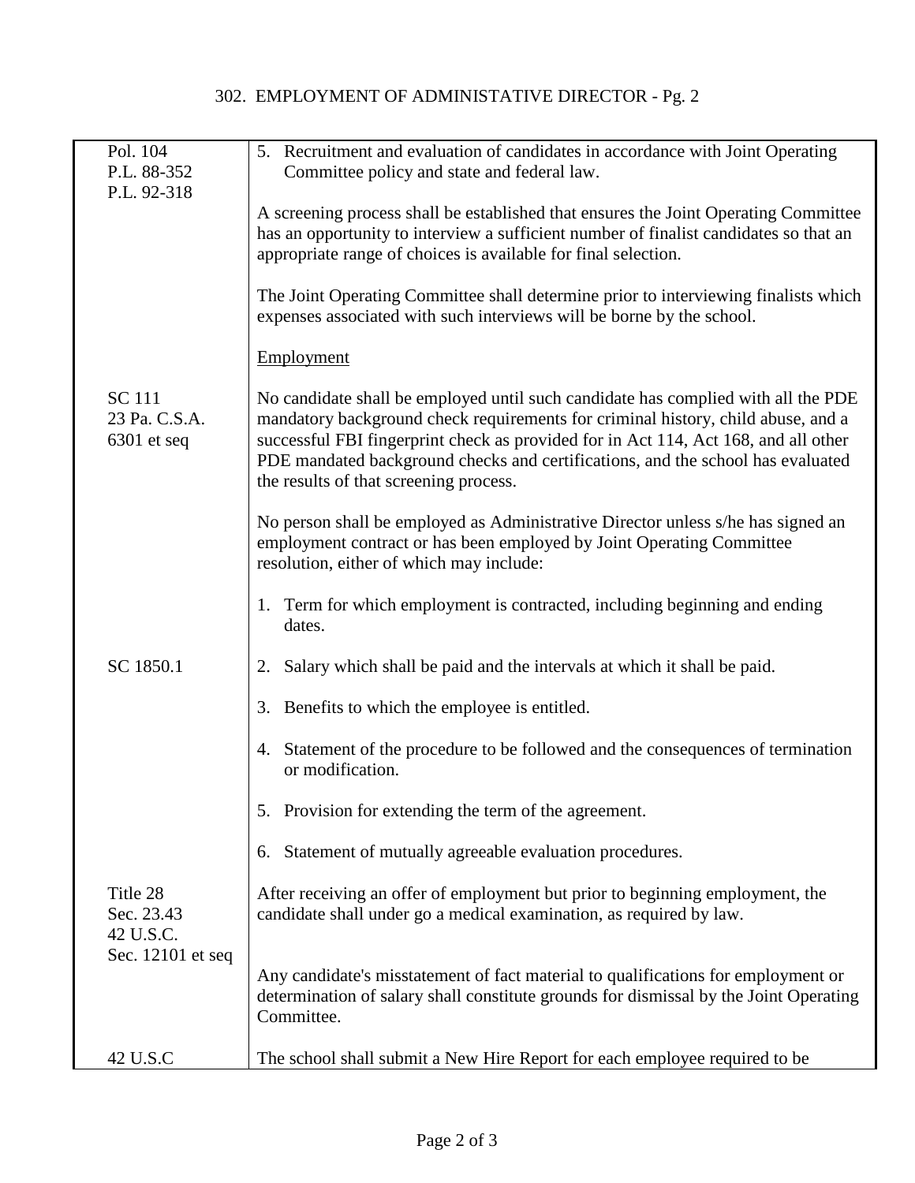| | |
|---|---|
| Pol. 104<br>P.L. 88-352<br>P.L. 92-318 | 5. Recruitment and evaluation of candidates in accordance with Joint Operating Committee policy and state and federal law.<br><br>A screening process shall be established that ensures the Joint Operating Committee has an opportunity to interview a sufficient number of finalist candidates so that an appropriate range of choices is available for final selection.<br><br>The Joint Operating Committee shall determine prior to interviewing finalists which expenses associated with such interviews will be borne by the school. |
| | <u>Employment</u> |
| SC 111<br>23 Pa. C.S.A. 6301 et seq | No candidate shall be employed until such candidate has complied with all the PDE mandatory background check requirements for criminal history, child abuse, and a successful FBI fingerprint check as provided for in Act 114, Act 168, and all other PDE mandated background checks and certifications, and the school has evaluated the results of that screening process.<br><br>No person shall be employed as Administrative Director unless s/he has signed an employment contract or has been employed by Joint Operating Committee resolution, either of which may include:<br><br>1. Term for which employment is contracted, including beginning and ending dates. |
| SC 1850.1 | 2. Salary which shall be paid and the intervals at which it shall be paid.<br><br>3. Benefits to which the employee is entitled.<br><br>4. Statement of the procedure to be followed and the consequences of termination or modification.<br><br>5. Provision for extending the term of the agreement.<br><br>6. Statement of mutually agreeable evaluation procedures. |
| Title 28<br>Sec. 23.43<br>42 U.S.C.<br>Sec. 12101 et seq | After receiving an offer of employment but prior to beginning employment, the candidate shall under go a medical examination, as required by law.<br><br>Any candidate's misstatement of fact material to qualifications for employment or determination of salary shall constitute grounds for dismissal by the Joint Operating Committee. |
| 42 U.S.C | The school shall submit a New Hire Report for each employee required to be |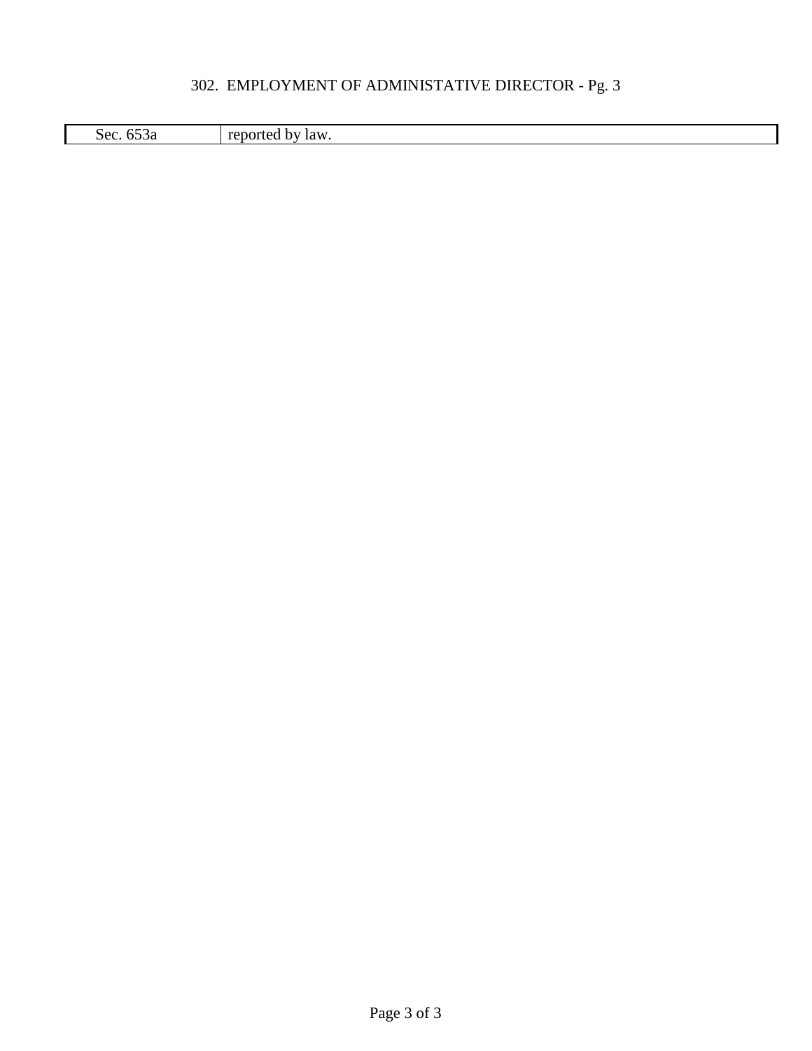| | |
|---|---|
| Sec. 653a | reported by law. |